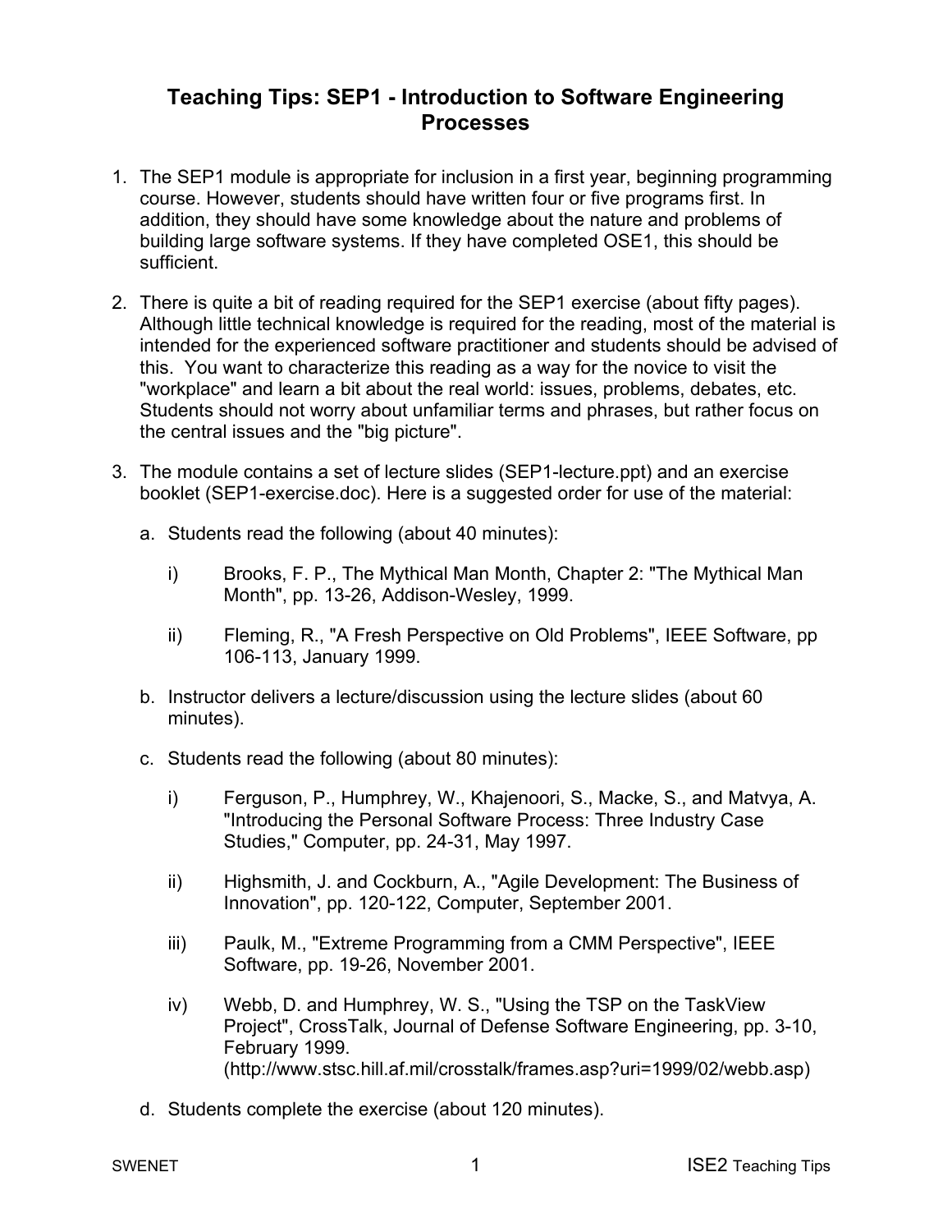# Teaching Tips: SEP1 - Introduction to Software Engineering Processes

1. The SEP1 module is appropriate for inclusion in a first year, beginning programming course. However, students should have written four or five programs first. In addition, they should have some knowledge about the nature and problems of building large software systems. If they have completed OSE1, this should be sufficient.

2. There is quite a bit of reading required for the SEP1 exercise (about fifty pages). Although little technical knowledge is required for the reading, most of the material is intended for the experienced software practitioner and students should be advised of this. You want to characterize this reading as a way for the novice to visit the "workplace" and learn a bit about the real world: issues, problems, debates, etc. Students should not worry about unfamiliar terms and phrases, but rather focus on the central issues and the "big picture".

3. The module contains a set of lecture slides (SEP1-lecture.ppt) and an exercise booklet (SEP1-exercise.doc). Here is a suggested order for use of the material:

   a. Students read the following (about 40 minutes):

      i) Brooks, F. P., The Mythical Man Month, Chapter 2: "The Mythical Man Month", pp. 13-26, Addison-Wesley, 1999.

      ii) Fleming, R., "A Fresh Perspective on Old Problems", IEEE Software, pp 106-113, January 1999.

   b. Instructor delivers a lecture/discussion using the lecture slides (about 60 minutes).

   c. Students read the following (about 80 minutes):

      i) Ferguson, P., Humphrey, W., Khajenoori, S., Macke, S., and Matvya, A. "Introducing the Personal Software Process: Three Industry Case Studies," Computer, pp. 24-31, May 1997.

      ii) Highsmith, J. and Cockburn, A., "Agile Development: The Business of Innovation", pp. 120-122, Computer, September 2001.

      iii) Paulk, M., "Extreme Programming from a CMM Perspective", IEEE Software, pp. 19-26, November 2001.

      iv) Webb, D. and Humphrey, W. S., "Using the TSP on the TaskView Project", CrossTalk, Journal of Defense Software Engineering, pp. 3-10, February 1999. (http://www.stsc.hill.af.mil/crosstalk/frames.asp?uri=1999/02/webb.asp)

   d. Students complete the exercise (about 120 minutes).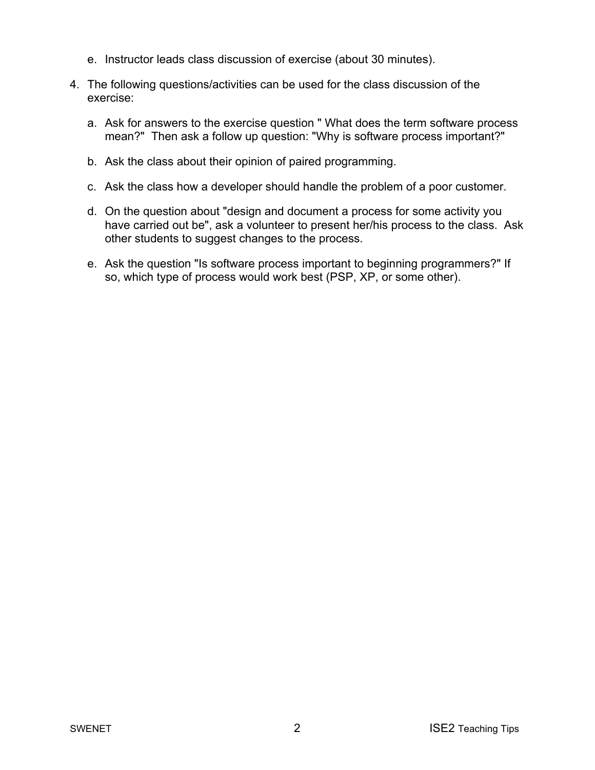e. Instructor leads class discussion of exercise (about 30 minutes).

4. The following questions/activities can be used for the class discussion of the exercise:

   a. Ask for answers to the exercise question " What does the term software process mean?" Then ask a follow up question: "Why is software process important?"

   b. Ask the class about their opinion of paired programming.

   c. Ask the class how a developer should handle the problem of a poor customer.

   d. On the question about "design and document a process for some activity you have carried out be", ask a volunteer to present her/his process to the class. Ask other students to suggest changes to the process.

   e. Ask the question "Is software process important to beginning programmers?" If so, which type of process would work best (PSP, XP, or some other).